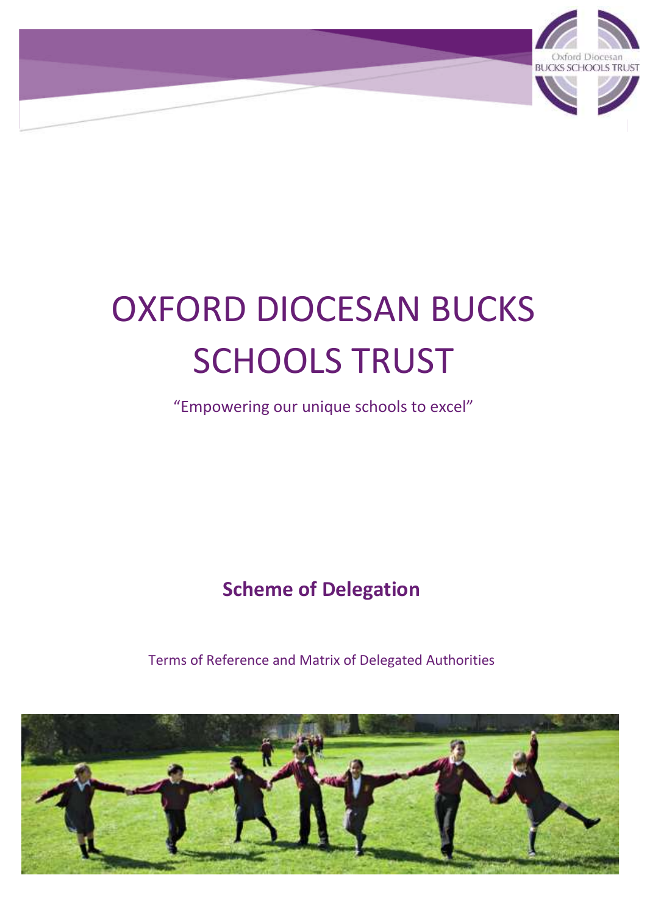# OXFORD DIOCESAN BUCKS SCHOOLS TRUST

"Empowering our unique schools to excel"

## Scheme of Delegation

Terms of Reference and Matrix of Delegated Authorities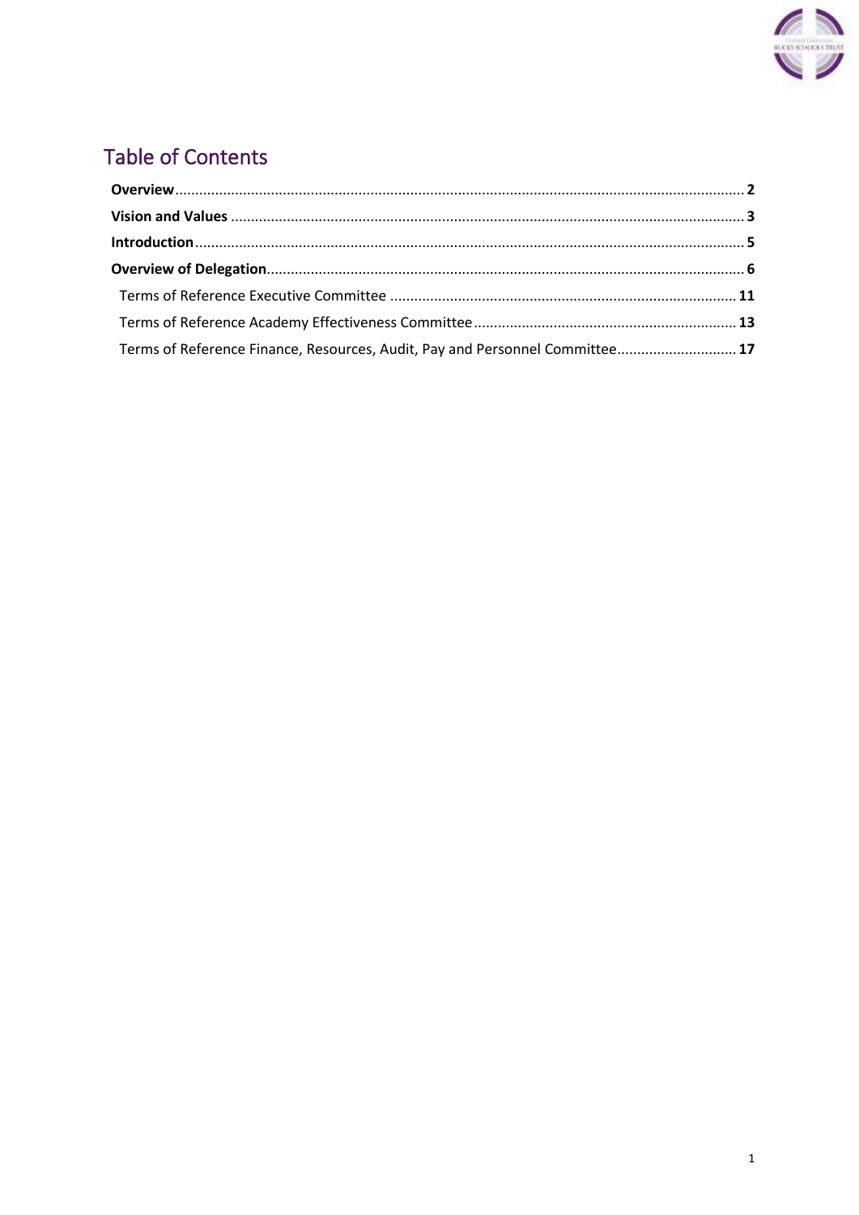# Table of Contents

**Overview** .......... **2**

**Vision and Values** .......... **3**

**Introduction** .......... **5**

**Overview of Delegation** .......... **6**

- Terms of Reference Executive Committee .......... **11**
- Terms of Reference Academy Effectiveness Committee .......... **13**
- Terms of Reference Finance, Resources, Audit, Pay and Personnel Committee .......... **17**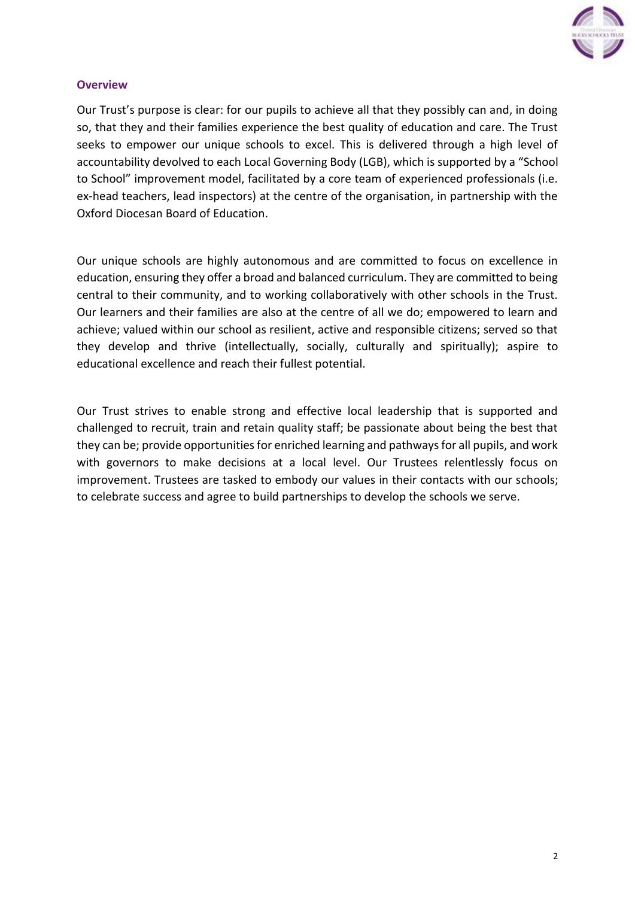## Overview

Our Trust's purpose is clear: for our pupils to achieve all that they possibly can and, in doing so, that they and their families experience the best quality of education and care. The Trust seeks to empower our unique schools to excel. This is delivered through a high level of accountability devolved to each Local Governing Body (LGB), which is supported by a "School to School" improvement model, facilitated by a core team of experienced professionals (i.e. ex-head teachers, lead inspectors) at the centre of the organisation, in partnership with the Oxford Diocesan Board of Education.

Our unique schools are highly autonomous and are committed to focus on excellence in education, ensuring they offer a broad and balanced curriculum. They are committed to being central to their community, and to working collaboratively with other schools in the Trust. Our learners and their families are also at the centre of all we do; empowered to learn and achieve; valued within our school as resilient, active and responsible citizens; served so that they develop and thrive (intellectually, socially, culturally and spiritually); aspire to educational excellence and reach their fullest potential.

Our Trust strives to enable strong and effective local leadership that is supported and challenged to recruit, train and retain quality staff; be passionate about being the best that they can be; provide opportunities for enriched learning and pathways for all pupils, and work with governors to make decisions at a local level. Our Trustees relentlessly focus on improvement. Trustees are tasked to embody our values in their contacts with our schools; to celebrate success and agree to build partnerships to develop the schools we serve.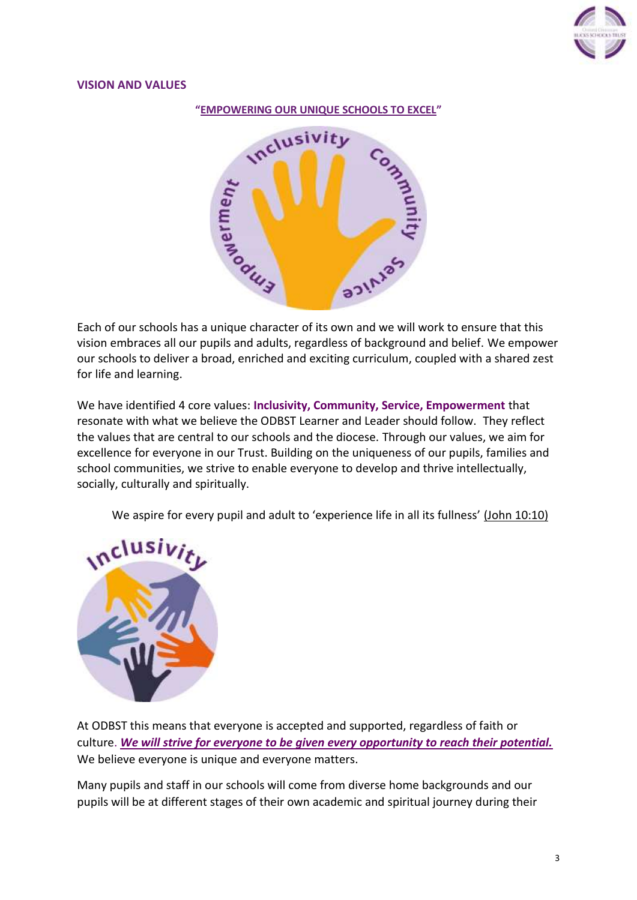## VISION AND VALUES

**"<u>EMPOWERING OUR UNIQUE SCHOOLS TO EXCEL</u>"**

Each of our schools has a unique character of its own and we will work to ensure that this vision embraces all our pupils and adults, regardless of background and belief. We empower our schools to deliver a broad, enriched and exciting curriculum, coupled with a shared zest for life and learning.

We have identified 4 core values: **Inclusivity, Community, Service, Empowerment** that resonate with what we believe the ODBST Learner and Leader should follow. They reflect the values that are central to our schools and the diocese. Through our values, we aim for excellence for everyone in our Trust. Building on the uniqueness of our pupils, families and school communities, we strive to enable everyone to develop and thrive intellectually, socially, culturally and spiritually.

We aspire for every pupil and adult to 'experience life in all its fullness' (John 10:10)

At ODBST this means that everyone is accepted and supported, regardless of faith or culture. ***We will strive for everyone to be given every opportunity to reach their potential.*** We believe everyone is unique and everyone matters.

Many pupils and staff in our schools will come from diverse home backgrounds and our pupils will be at different stages of their own academic and spiritual journey during their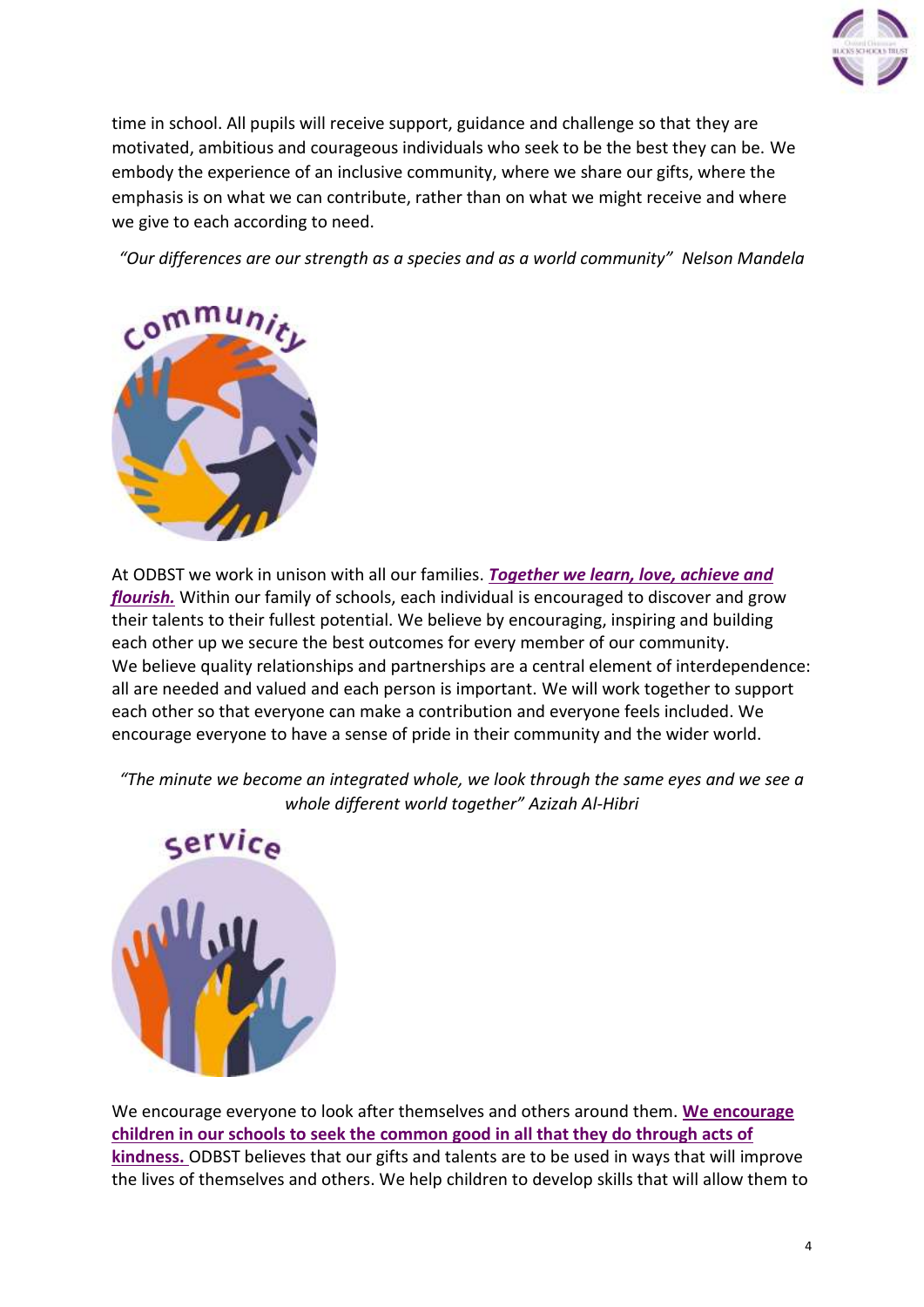time in school. All pupils will receive support, guidance and challenge so that they are motivated, ambitious and courageous individuals who seek to be the best they can be. We embody the experience of an inclusive community, where we share our gifts, where the emphasis is on what we can contribute, rather than on what we might receive and where we give to each according to need.

*"Our differences are our strength as a species and as a world community" Nelson Mandela*

Community

At ODBST we work in unison with all our families. ***Together we learn, love, achieve and flourish.*** Within our family of schools, each individual is encouraged to discover and grow their talents to their fullest potential. We believe by encouraging, inspiring and building each other up we secure the best outcomes for every member of our community. We believe quality relationships and partnerships are a central element of interdependence: all are needed and valued and each person is important. We will work together to support each other so that everyone can make a contribution and everyone feels included. We encourage everyone to have a sense of pride in their community and the wider world.

*"The minute we become an integrated whole, we look through the same eyes and we see a whole different world together" Azizah Al-Hibri*

Service

We encourage everyone to look after themselves and others around them. **We encourage children in our schools to seek the common good in all that they do through acts of kindness.** ODBST believes that our gifts and talents are to be used in ways that will improve the lives of themselves and others. We help children to develop skills that will allow them to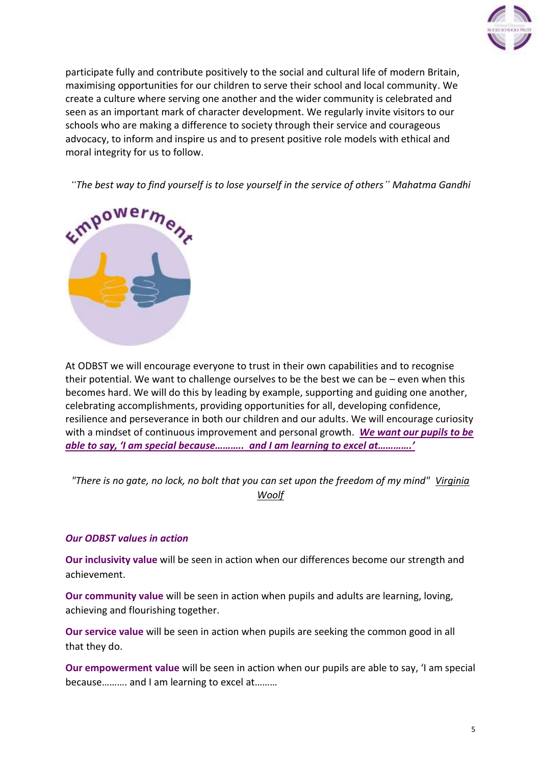participate fully and contribute positively to the social and cultural life of modern Britain, maximising opportunities for our children to serve their school and local community. We create a culture where serving one another and the wider community is celebrated and seen as an important mark of character development. We regularly invite visitors to our schools who are making a difference to society through their service and courageous advocacy, to inform and inspire us and to present positive role models with ethical and moral integrity for us to follow.

*"The best way to find yourself is to lose yourself in the service of others" Mahatma Gandhi*

Empowerment

At ODBST we will encourage everyone to trust in their own capabilities and to recognise their potential. We want to challenge ourselves to be the best we can be – even when this becomes hard. We will do this by leading by example, supporting and guiding one another, celebrating accomplishments, providing opportunities for all, developing confidence, resilience and perseverance in both our children and our adults. We will encourage curiosity with a mindset of continuous improvement and personal growth. ***We want our pupils to be able to say, 'I am special because……….. and I am learning to excel at………….'***

*"There is no gate, no lock, no bolt that you can set upon the freedom of my mind" Virginia Woolf*

***Our ODBST values in action***

**Our inclusivity value** will be seen in action when our differences become our strength and achievement.

**Our community value** will be seen in action when pupils and adults are learning, loving, achieving and flourishing together.

**Our service value** will be seen in action when pupils are seeking the common good in all that they do.

**Our empowerment value** will be seen in action when our pupils are able to say, 'I am special because………. and I am learning to excel at………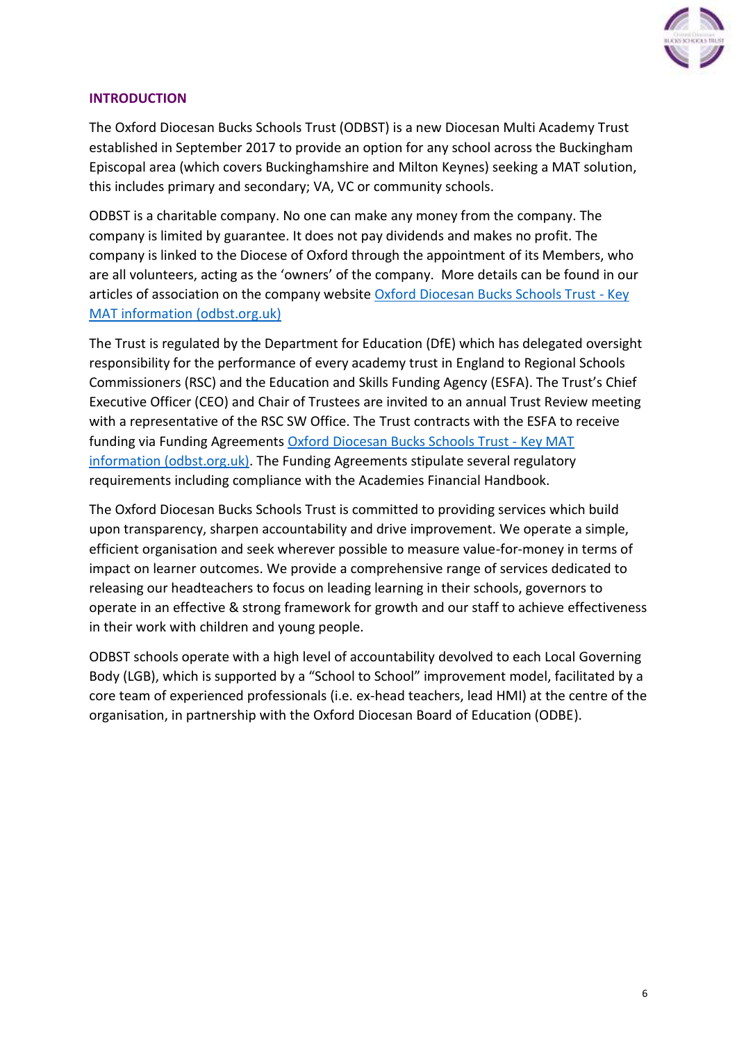## INTRODUCTION

The Oxford Diocesan Bucks Schools Trust (ODBST) is a new Diocesan Multi Academy Trust established in September 2017 to provide an option for any school across the Buckingham Episcopal area (which covers Buckinghamshire and Milton Keynes) seeking a MAT solution, this includes primary and secondary; VA, VC or community schools.

ODBST is a charitable company. No one can make any money from the company. The company is limited by guarantee. It does not pay dividends and makes no profit. The company is linked to the Diocese of Oxford through the appointment of its Members, who are all volunteers, acting as the 'owners' of the company. More details can be found in our articles of association on the company website [Oxford Diocesan Bucks Schools Trust - Key MAT information (odbst.org.uk)](odbst.org.uk)

The Trust is regulated by the Department for Education (DfE) which has delegated oversight responsibility for the performance of every academy trust in England to Regional Schools Commissioners (RSC) and the Education and Skills Funding Agency (ESFA). The Trust's Chief Executive Officer (CEO) and Chair of Trustees are invited to an annual Trust Review meeting with a representative of the RSC SW Office. The Trust contracts with the ESFA to receive funding via Funding Agreements [Oxford Diocesan Bucks Schools Trust - Key MAT information (odbst.org.uk)](odbst.org.uk). The Funding Agreements stipulate several regulatory requirements including compliance with the Academies Financial Handbook.

The Oxford Diocesan Bucks Schools Trust is committed to providing services which build upon transparency, sharpen accountability and drive improvement. We operate a simple, efficient organisation and seek wherever possible to measure value-for-money in terms of impact on learner outcomes. We provide a comprehensive range of services dedicated to releasing our headteachers to focus on leading learning in their schools, governors to operate in an effective & strong framework for growth and our staff to achieve effectiveness in their work with children and young people.

ODBST schools operate with a high level of accountability devolved to each Local Governing Body (LGB), which is supported by a "School to School" improvement model, facilitated by a core team of experienced professionals (i.e. ex-head teachers, lead HMI) at the centre of the organisation, in partnership with the Oxford Diocesan Board of Education (ODBE).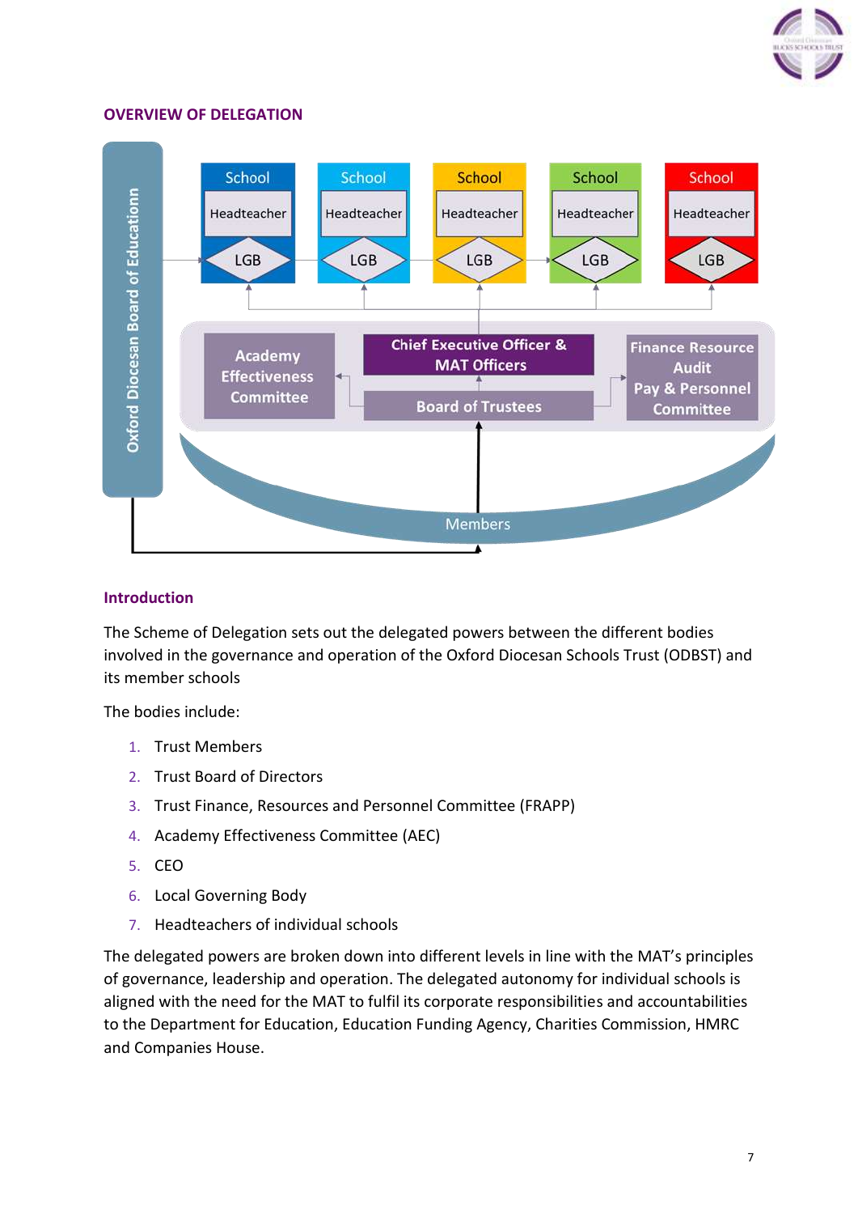## OVERVIEW OF DELEGATION

Oxford Diocesan Board of Educationn

| School | School | School | School | School |
|---|---|---|---|---|
| Headteacher | Headteacher | Headteacher | Headteacher | Headteacher |
| LGB | LGB | LGB | LGB | LGB |

Academy Effectiveness Committee

Chief Executive Officer & MAT Officers

Board of Trustees

Finance Resource Audit Pay & Personnel Committee

Members

## Introduction

The Scheme of Delegation sets out the delegated powers between the different bodies involved in the governance and operation of the Oxford Diocesan Schools Trust (ODBST) and its member schools

The bodies include:

1. Trust Members
2. Trust Board of Directors
3. Trust Finance, Resources and Personnel Committee (FRAPP)
4. Academy Effectiveness Committee (AEC)
5. CEO
6. Local Governing Body
7. Headteachers of individual schools

The delegated powers are broken down into different levels in line with the MAT's principles of governance, leadership and operation. The delegated autonomy for individual schools is aligned with the need for the MAT to fulfil its corporate responsibilities and accountabilities to the Department for Education, Education Funding Agency, Charities Commission, HMRC and Companies House.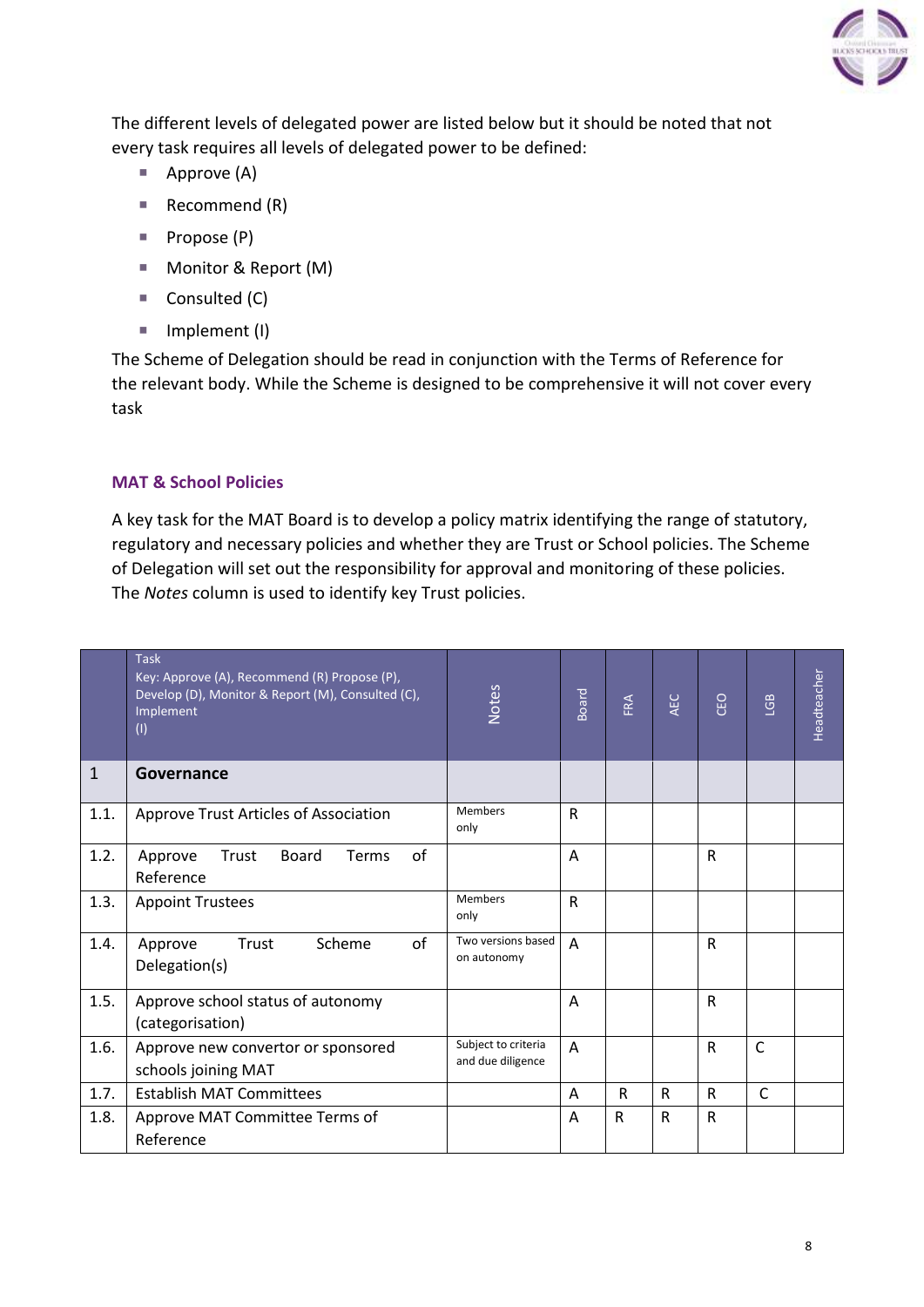The different levels of delegated power are listed below but it should be noted that not every task requires all levels of delegated power to be defined:

- Approve (A)
- Recommend (R)
- Propose (P)
- Monitor & Report (M)
- Consulted (C)
- Implement (I)

The Scheme of Delegation should be read in conjunction with the Terms of Reference for the relevant body. While the Scheme is designed to be comprehensive it will not cover every task

## MAT & School Policies

A key task for the MAT Board is to develop a policy matrix identifying the range of statutory, regulatory and necessary policies and whether they are Trust or School policies. The Scheme of Delegation will set out the responsibility for approval and monitoring of these policies. The *Notes* column is used to identify key Trust policies.

| | Task<br>Key: Approve (A), Recommend (R) Propose (P), Develop (D), Monitor & Report (M), Consulted (C), Implement (I) | Notes | Board | FRA | AEC | CEO | LGB | Headteacher |
|---|---|---|---|---|---|---|---|---|
| 1 | **Governance** | | | | | | | |
| 1.1. | Approve Trust Articles of Association | Members only | R | | | | | |
| 1.2. | Approve Trust Board Terms of Reference | | A | | | R | | |
| 1.3. | Appoint Trustees | Members only | R | | | | | |
| 1.4. | Approve Trust Scheme of Delegation(s) | Two versions based on autonomy | A | | | R | | |
| 1.5. | Approve school status of autonomy (categorisation) | | A | | | R | | |
| 1.6. | Approve new convertor or sponsored schools joining MAT | Subject to criteria and due diligence | A | | | R | C | |
| 1.7. | Establish MAT Committees | | A | R | R | R | C | |
| 1.8. | Approve MAT Committee Terms of Reference | | A | R | R | R | | |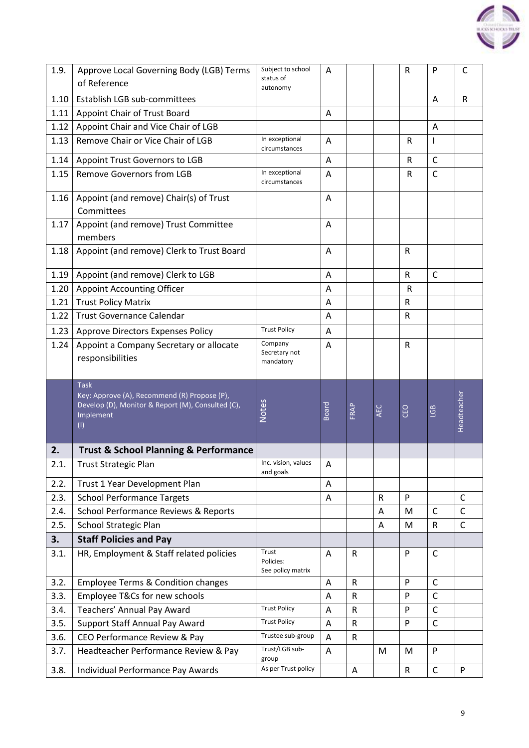| | | | | | | | | |
|---|---|---|---|---|---|---|---|---|
| 1.9. | Approve Local Governing Body (LGB) Terms of Reference | Subject to school status of autonomy | A | | | R | P | C |
| 1.10 | Establish LGB sub-committees | | | | | | A | R |
| 1.11 | Appoint Chair of Trust Board | | A | | | | | |
| 1.12 | Appoint Chair and Vice Chair of LGB | | | | | | A | |
| 1.13 | Remove Chair or Vice Chair of LGB | In exceptional circumstances | A | | | R | I | |
| 1.14 | Appoint Trust Governors to LGB | | A | | | R | C | |
| 1.15 | Remove Governors from LGB | In exceptional circumstances | A | | | R | C | |
| 1.16 | Appoint (and remove) Chair(s) of Trust Committees | | A | | | | | |
| 1.17 | Appoint (and remove) Trust Committee members | | A | | | | | |
| 1.18 | Appoint (and remove) Clerk to Trust Board | | A | | | R | | |
| 1.19 | Appoint (and remove) Clerk to LGB | | A | | | R | C | |
| 1.20 | Appoint Accounting Officer | | A | | | R | | |
| 1.21 | Trust Policy Matrix | | A | | | R | | |
| 1.22 | Trust Governance Calendar | | A | | | R | | |
| 1.23 | Approve Directors Expenses Policy | Trust Policy | A | | | | | |
| 1.24 | Appoint a Company Secretary or allocate responsibilities | Company Secretary not mandatory | A | | | R | | |
| | Task<br>Key: Approve (A), Recommend (R) Propose (P), Develop (D), Monitor & Report (M), Consulted (C), Implement (I) | Notes | Board | FRAP | AEC | CEO | LGB | Headteacher |
| **2.** | **Trust & School Planning & Performance** | | | | | | | |
| 2.1. | Trust Strategic Plan | Inc. vision, values and goals | A | | | | | |
| 2.2. | Trust 1 Year Development Plan | | A | | | | | |
| 2.3. | School Performance Targets | | A | | R | P | | C |
| 2.4. | School Performance Reviews & Reports | | | | A | M | C | C |
| 2.5. | School Strategic Plan | | | | A | M | R | C |
| **3.** | **Staff Policies and Pay** | | | | | | | |
| 3.1. | HR, Employment & Staff related policies | Trust Policies: See policy matrix | A | R | | P | C | |
| 3.2. | Employee Terms & Condition changes | | A | R | | P | C | |
| 3.3. | Employee T&Cs for new schools | | A | R | | P | C | |
| 3.4. | Teachers' Annual Pay Award | Trust Policy | A | R | | P | C | |
| 3.5. | Support Staff Annual Pay Award | Trust Policy | A | R | | P | C | |
| 3.6. | CEO Performance Review & Pay | Trustee sub-group | A | R | | | | |
| 3.7. | Headteacher Performance Review & Pay | Trust/LGB sub-group | A | | M | M | P | |
| 3.8. | Individual Performance Pay Awards | As per Trust policy | | A | | R | C | P |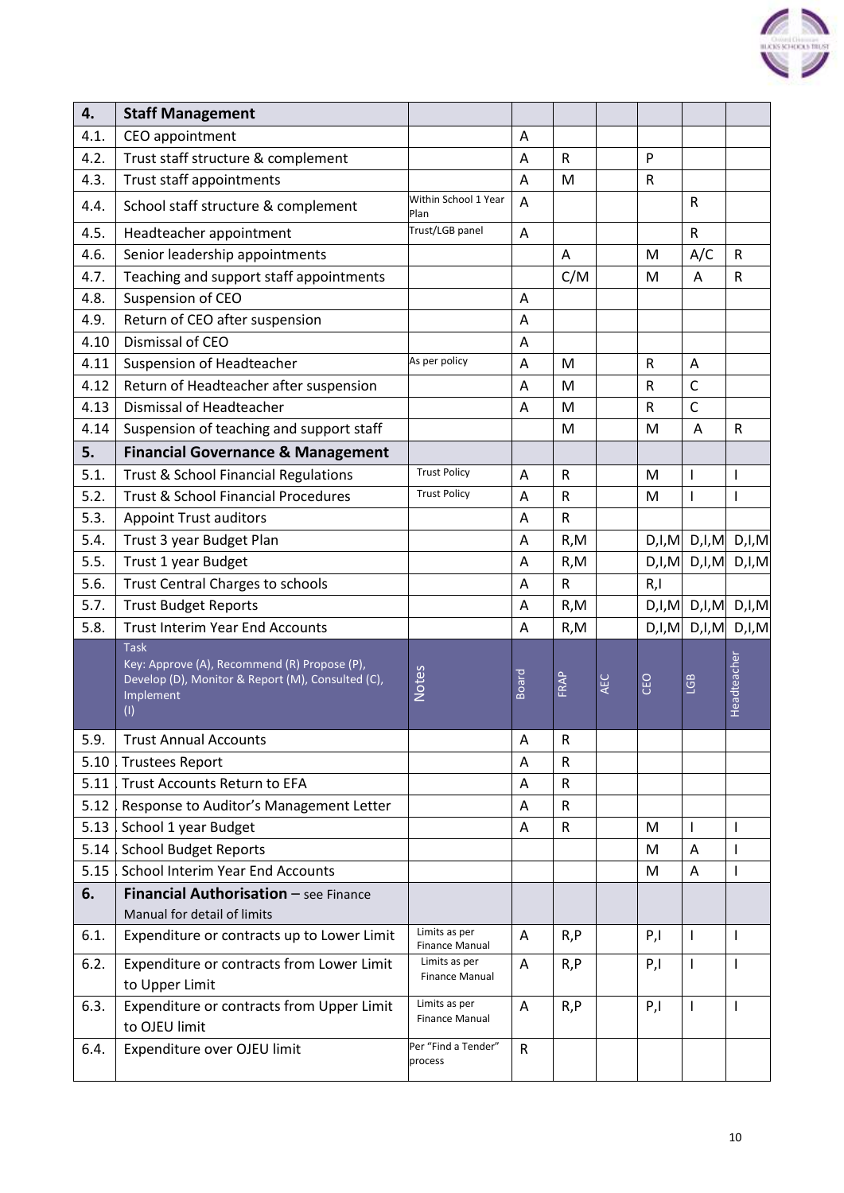| 4. | **Staff Management** | | | | | | | |
|---|---|---|---|---|---|---|---|---|
| 4.1. | CEO appointment | | A | | | | | |
| 4.2. | Trust staff structure & complement | | A | R | | P | | |
| 4.3. | Trust staff appointments | | A | M | | R | | |
| 4.4. | School staff structure & complement | Within School 1 Year Plan | A | | | | R | |
| 4.5. | Headteacher appointment | Trust/LGB panel | A | | | | R | |
| 4.6. | Senior leadership appointments | | | A | | M | A/C | R |
| 4.7. | Teaching and support staff appointments | | | C/M | | M | A | R |
| 4.8. | Suspension of CEO | | A | | | | | |
| 4.9. | Return of CEO after suspension | | A | | | | | |
| 4.10 | Dismissal of CEO | | A | | | | | |
| 4.11 | Suspension of Headteacher | As per policy | A | M | | R | A | |
| 4.12 | Return of Headteacher after suspension | | A | M | | R | C | |
| 4.13 | Dismissal of Headteacher | | A | M | | R | C | |
| 4.14 | Suspension of teaching and support staff | | | M | | M | A | R |
| 5. | **Financial Governance & Management** | | | | | | | |
| 5.1. | Trust & School Financial Regulations | Trust Policy | A | R | | M | I | I |
| 5.2. | Trust & School Financial Procedures | Trust Policy | A | R | | M | I | I |
| 5.3. | Appoint Trust auditors | | A | R | | | | |
| 5.4. | Trust 3 year Budget Plan | | A | R,M | | D,I,M | D,I,M | D,I,M |
| 5.5. | Trust 1 year Budget | | A | R,M | | D,I,M | D,I,M | D,I,M |
| 5.6. | Trust Central Charges to schools | | A | R | | R,I | | |
| 5.7. | Trust Budget Reports | | A | R,M | | D,I,M | D,I,M | D,I,M |
| 5.8. | Trust Interim Year End Accounts | | A | R,M | | D,I,M | D,I,M | D,I,M |
| | Task Key: Approve (A), Recommend (R) Propose (P), Develop (D), Monitor & Report (M), Consulted (C), Implement (I) | Notes | Board | FRAP | AEC | CEO | LGB | Headteacher |
| 5.9. | Trust Annual Accounts | | A | R | | | | |
| 5.10 | Trustees Report | | A | R | | | | |
| 5.11 | Trust Accounts Return to EFA | | A | R | | | | |
| 5.12 | Response to Auditor's Management Letter | | A | R | | | | |
| 5.13 | School 1 year Budget | | A | R | | M | I | I |
| 5.14 | School Budget Reports | | | | | M | A | I |
| 5.15 | School Interim Year End Accounts | | | | | M | A | I |
| 6. | **Financial Authorisation** – see Finance Manual for detail of limits | | | | | | | |
| 6.1. | Expenditure or contracts up to Lower Limit | Limits as per Finance Manual | A | R,P | | P,I | I | I |
| 6.2. | Expenditure or contracts from Lower Limit to Upper Limit | Limits as per Finance Manual | A | R,P | | P,I | I | I |
| 6.3. | Expenditure or contracts from Upper Limit to OJEU limit | Limits as per Finance Manual | A | R,P | | P,I | I | I |
| 6.4. | Expenditure over OJEU limit | Per "Find a Tender" process | R | | | | | |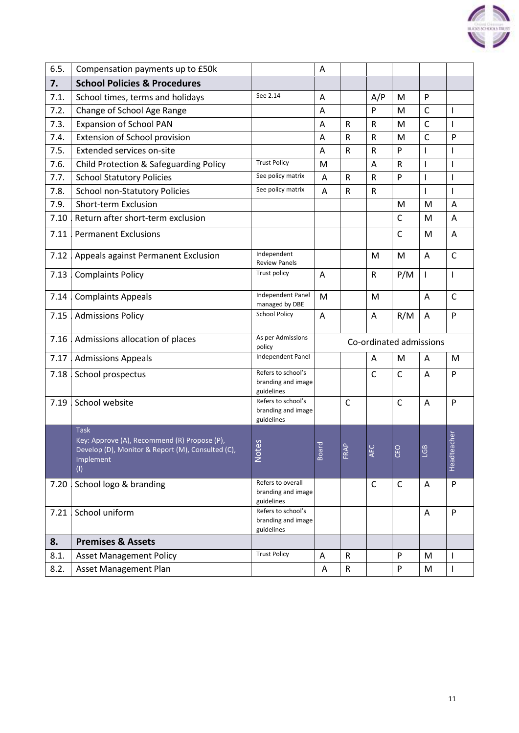| | Task<br>Key: Approve (A), Recommend (R) Propose (P), Develop (D), Monitor & Report (M), Consulted (C), Implement (I) | Notes | Board | FRAP | AEC | CEO | LGB | Headteacher |
|---|---|---|---|---|---|---|---|---|
| 6.5. | Compensation payments up to £50k | | A | | | | | |
| **7.** | **School Policies & Procedures** | | | | | | | |
| 7.1. | School times, terms and holidays | See 2.14 | A | | A/P | M | P | |
| 7.2. | Change of School Age Range | | A | | P | M | C | I |
| 7.3. | Expansion of School PAN | | A | R | R | M | C | I |
| 7.4. | Extension of School provision | | A | R | R | M | C | P |
| 7.5. | Extended services on-site | | A | R | R | P | I | I |
| 7.6. | Child Protection & Safeguarding Policy | Trust Policy | M | | A | R | I | I |
| 7.7. | School Statutory Policies | See policy matrix | A | R | R | P | I | I |
| 7.8. | School non-Statutory Policies | See policy matrix | A | R | R | | I | I |
| 7.9. | Short-term Exclusion | | | | | M | M | A |
| 7.10 | Return after short-term exclusion | | | | | C | M | A |
| 7.11 | Permanent Exclusions | | | | | C | M | A |
| 7.12 | Appeals against Permanent Exclusion | Independent Review Panels | | | M | M | A | C |
| 7.13 | Complaints Policy | Trust policy | A | | R | P/M | I | I |
| 7.14 | Complaints Appeals | Independent Panel managed by DBE | M | | M | | A | C |
| 7.15 | Admissions Policy | School Policy | A | | A | R/M | A | P |
| 7.16 | Admissions allocation of places | As per Admissions policy | Co-ordinated admissions | | | | | |
| 7.17 | Admissions Appeals | Independent Panel | | | A | M | A | M |
| 7.18 | School prospectus | Refers to school's branding and image guidelines | | | C | C | A | P |
| 7.19 | School website | Refers to school's branding and image guidelines | | C | | C | A | P |
| 7.20 | School logo & branding | Refers to overall branding and image guidelines | | | C | C | A | P |
| 7.21 | School uniform | Refers to school's branding and image guidelines | | | | | A | P |
| **8.** | **Premises & Assets** | | | | | | | |
| 8.1. | Asset Management Policy | Trust Policy | A | R | | P | M | I |
| 8.2. | Asset Management Plan | | A | R | | P | M | I |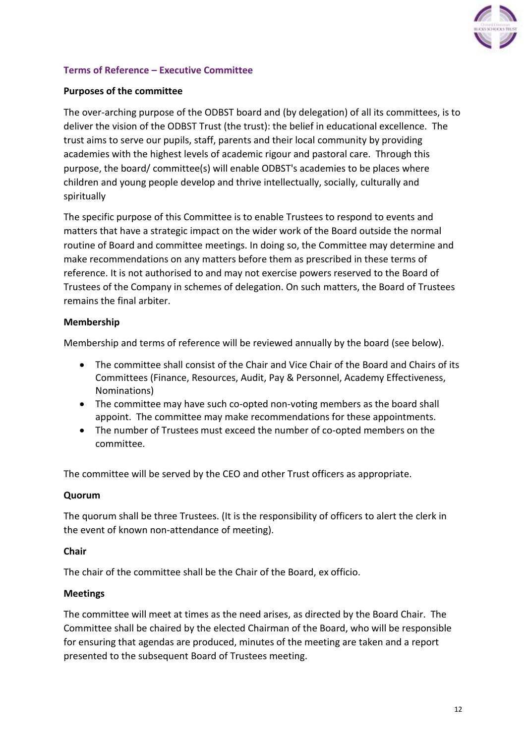## Terms of Reference – Executive Committee

**Purposes of the committee**

The over-arching purpose of the ODBST board and (by delegation) of all its committees, is to deliver the vision of the ODBST Trust (the trust): the belief in educational excellence. The trust aims to serve our pupils, staff, parents and their local community by providing academies with the highest levels of academic rigour and pastoral care. Through this purpose, the board/ committee(s) will enable ODBST's academies to be places where children and young people develop and thrive intellectually, socially, culturally and spiritually

The specific purpose of this Committee is to enable Trustees to respond to events and matters that have a strategic impact on the wider work of the Board outside the normal routine of Board and committee meetings. In doing so, the Committee may determine and make recommendations on any matters before them as prescribed in these terms of reference. It is not authorised to and may not exercise powers reserved to the Board of Trustees of the Company in schemes of delegation. On such matters, the Board of Trustees remains the final arbiter.

**Membership**

Membership and terms of reference will be reviewed annually by the board (see below).

- The committee shall consist of the Chair and Vice Chair of the Board and Chairs of its Committees (Finance, Resources, Audit, Pay & Personnel, Academy Effectiveness, Nominations)
- The committee may have such co-opted non-voting members as the board shall appoint. The committee may make recommendations for these appointments.
- The number of Trustees must exceed the number of co-opted members on the committee.

The committee will be served by the CEO and other Trust officers as appropriate.

**Quorum**

The quorum shall be three Trustees. (It is the responsibility of officers to alert the clerk in the event of known non-attendance of meeting).

**Chair**

The chair of the committee shall be the Chair of the Board, ex officio.

**Meetings**

The committee will meet at times as the need arises, as directed by the Board Chair. The Committee shall be chaired by the elected Chairman of the Board, who will be responsible for ensuring that agendas are produced, minutes of the meeting are taken and a report presented to the subsequent Board of Trustees meeting.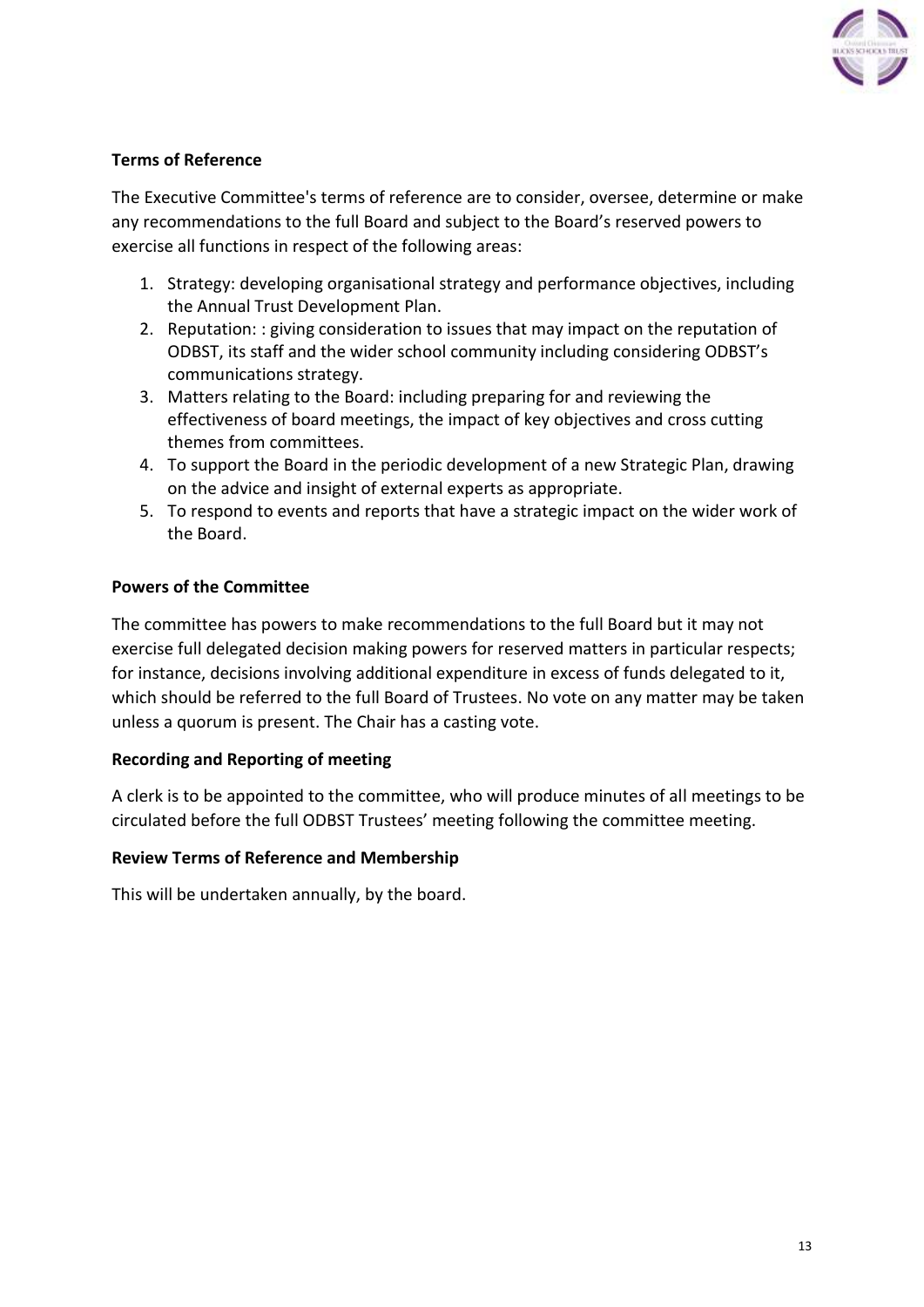**Terms of Reference**

The Executive Committee's terms of reference are to consider, oversee, determine or make any recommendations to the full Board and subject to the Board's reserved powers to exercise all functions in respect of the following areas:

1. Strategy: developing organisational strategy and performance objectives, including the Annual Trust Development Plan.
2. Reputation: : giving consideration to issues that may impact on the reputation of ODBST, its staff and the wider school community including considering ODBST's communications strategy.
3. Matters relating to the Board: including preparing for and reviewing the effectiveness of board meetings, the impact of key objectives and cross cutting themes from committees.
4. To support the Board in the periodic development of a new Strategic Plan, drawing on the advice and insight of external experts as appropriate.
5. To respond to events and reports that have a strategic impact on the wider work of the Board.

**Powers of the Committee**

The committee has powers to make recommendations to the full Board but it may not exercise full delegated decision making powers for reserved matters in particular respects; for instance, decisions involving additional expenditure in excess of funds delegated to it, which should be referred to the full Board of Trustees. No vote on any matter may be taken unless a quorum is present. The Chair has a casting vote.

**Recording and Reporting of meeting**

A clerk is to be appointed to the committee, who will produce minutes of all meetings to be circulated before the full ODBST Trustees' meeting following the committee meeting.

**Review Terms of Reference and Membership**

This will be undertaken annually, by the board.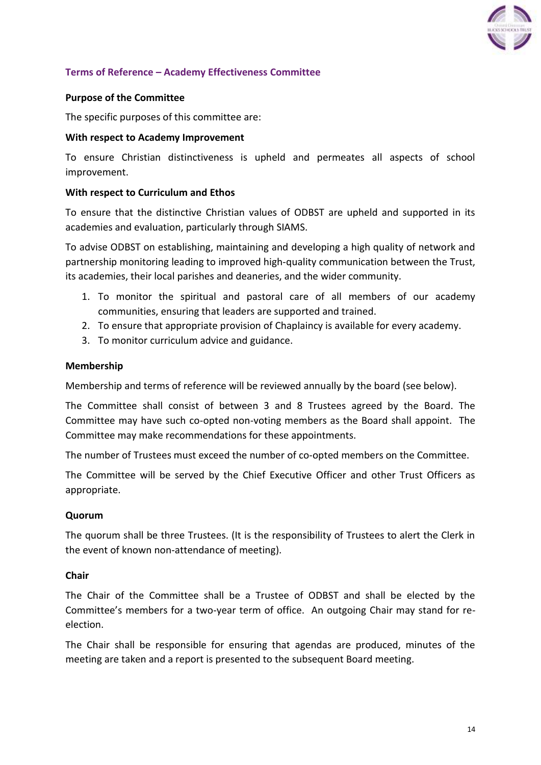## Terms of Reference – Academy Effectiveness Committee

**Purpose of the Committee**

The specific purposes of this committee are:

**With respect to Academy Improvement**

To ensure Christian distinctiveness is upheld and permeates all aspects of school improvement.

**With respect to Curriculum and Ethos**

To ensure that the distinctive Christian values of ODBST are upheld and supported in its academies and evaluation, particularly through SIAMS.

To advise ODBST on establishing, maintaining and developing a high quality of network and partnership monitoring leading to improved high-quality communication between the Trust, its academies, their local parishes and deaneries, and the wider community.

1. To monitor the spiritual and pastoral care of all members of our academy communities, ensuring that leaders are supported and trained.
2. To ensure that appropriate provision of Chaplaincy is available for every academy.
3. To monitor curriculum advice and guidance.

**Membership**

Membership and terms of reference will be reviewed annually by the board (see below).

The Committee shall consist of between 3 and 8 Trustees agreed by the Board. The Committee may have such co-opted non-voting members as the Board shall appoint. The Committee may make recommendations for these appointments.

The number of Trustees must exceed the number of co-opted members on the Committee.

The Committee will be served by the Chief Executive Officer and other Trust Officers as appropriate.

**Quorum**

The quorum shall be three Trustees. (It is the responsibility of Trustees to alert the Clerk in the event of known non-attendance of meeting).

**Chair**

The Chair of the Committee shall be a Trustee of ODBST and shall be elected by the Committee's members for a two-year term of office. An outgoing Chair may stand for re-election.

The Chair shall be responsible for ensuring that agendas are produced, minutes of the meeting are taken and a report is presented to the subsequent Board meeting.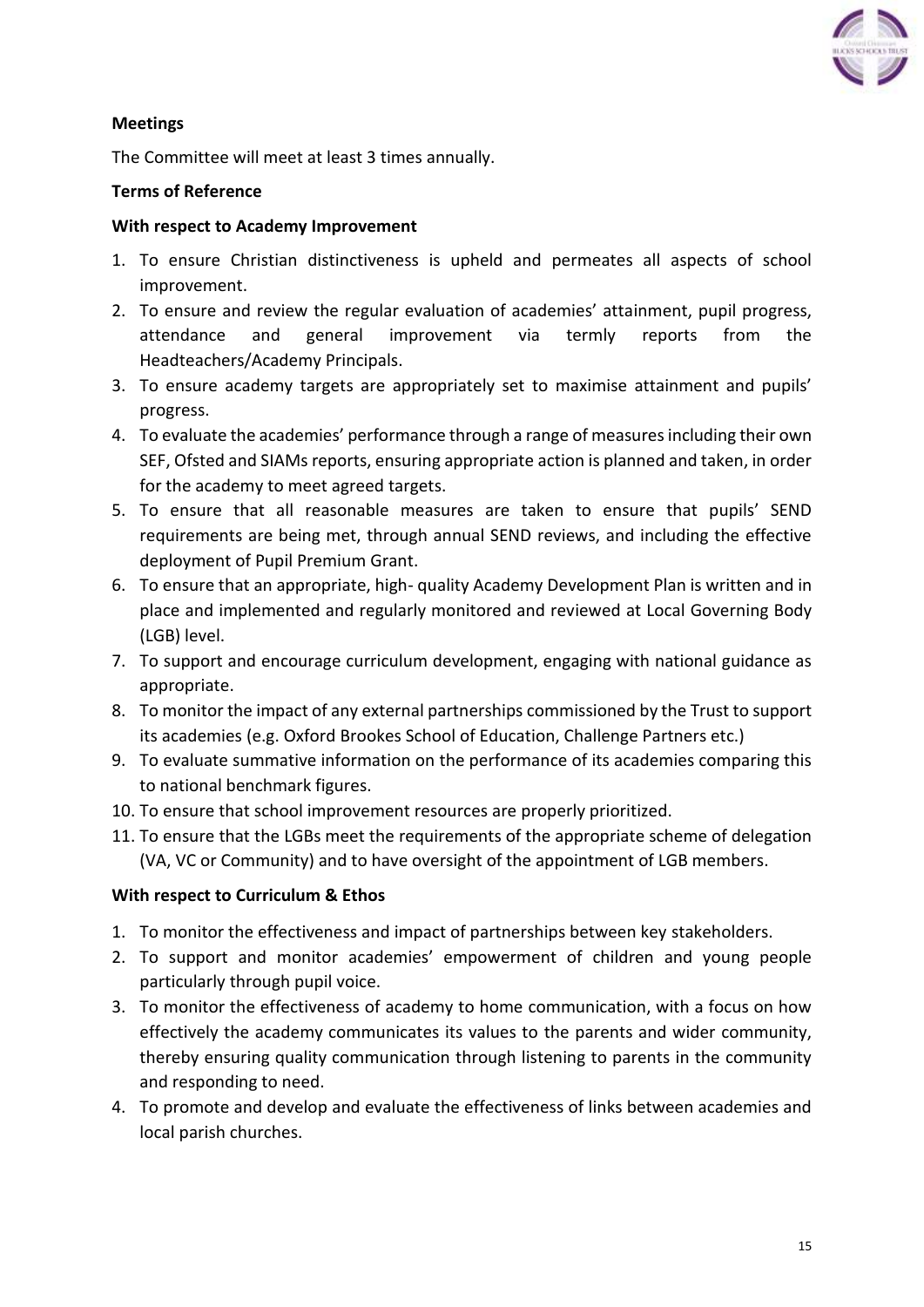**Meetings**

The Committee will meet at least 3 times annually.

**Terms of Reference**

**With respect to Academy Improvement**

1. To ensure Christian distinctiveness is upheld and permeates all aspects of school improvement.
2. To ensure and review the regular evaluation of academies' attainment, pupil progress, attendance and general improvement via termly reports from the Headteachers/Academy Principals.
3. To ensure academy targets are appropriately set to maximise attainment and pupils' progress.
4. To evaluate the academies' performance through a range of measures including their own SEF, Ofsted and SIAMs reports, ensuring appropriate action is planned and taken, in order for the academy to meet agreed targets.
5. To ensure that all reasonable measures are taken to ensure that pupils' SEND requirements are being met, through annual SEND reviews, and including the effective deployment of Pupil Premium Grant.
6. To ensure that an appropriate, high- quality Academy Development Plan is written and in place and implemented and regularly monitored and reviewed at Local Governing Body (LGB) level.
7. To support and encourage curriculum development, engaging with national guidance as appropriate.
8. To monitor the impact of any external partnerships commissioned by the Trust to support its academies (e.g. Oxford Brookes School of Education, Challenge Partners etc.)
9. To evaluate summative information on the performance of its academies comparing this to national benchmark figures.
10. To ensure that school improvement resources are properly prioritized.
11. To ensure that the LGBs meet the requirements of the appropriate scheme of delegation (VA, VC or Community) and to have oversight of the appointment of LGB members.

**With respect to Curriculum & Ethos**

1. To monitor the effectiveness and impact of partnerships between key stakeholders.
2. To support and monitor academies' empowerment of children and young people particularly through pupil voice.
3. To monitor the effectiveness of academy to home communication, with a focus on how effectively the academy communicates its values to the parents and wider community, thereby ensuring quality communication through listening to parents in the community and responding to need.
4. To promote and develop and evaluate the effectiveness of links between academies and local parish churches.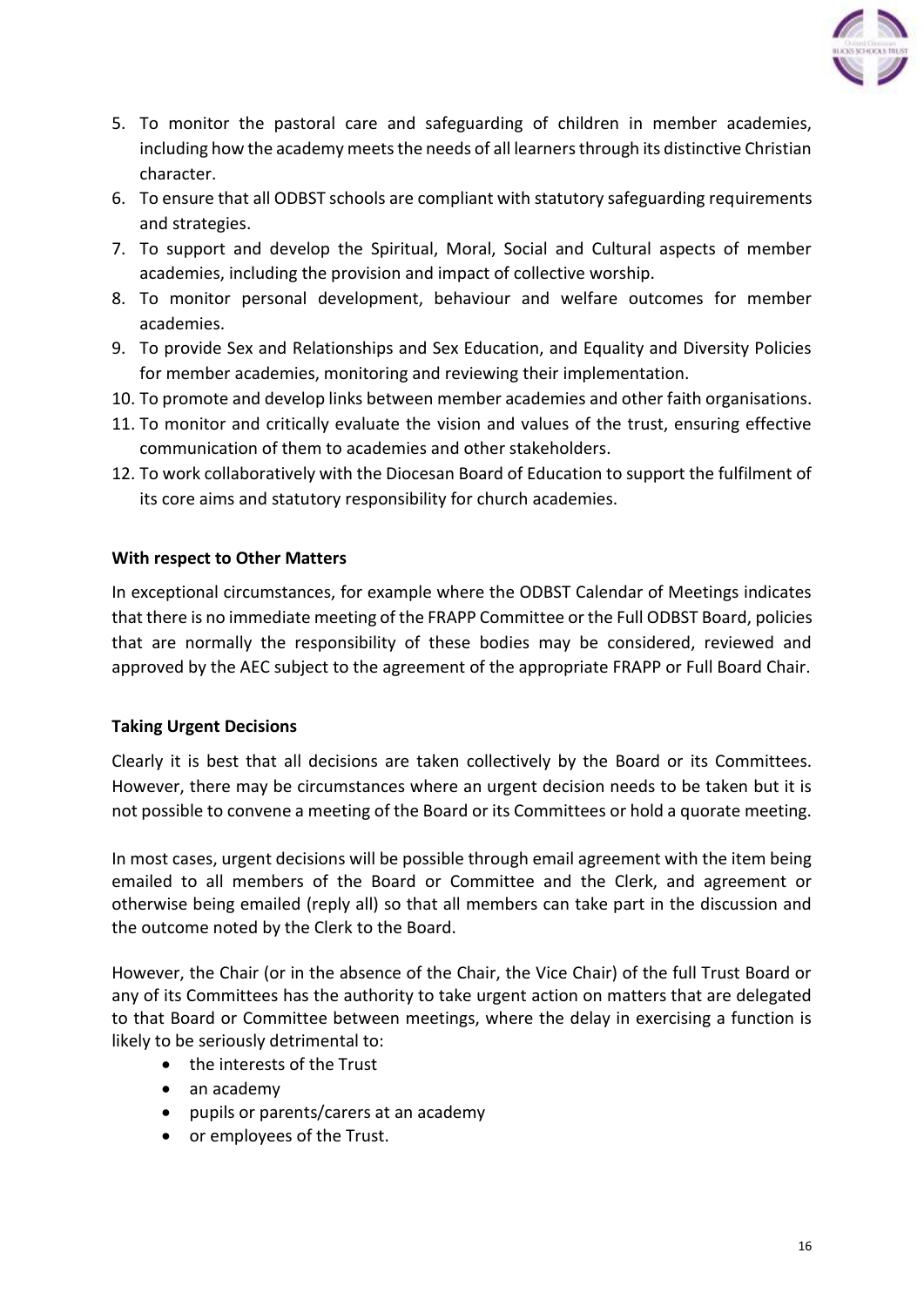5. To monitor the pastoral care and safeguarding of children in member academies, including how the academy meets the needs of all learners through its distinctive Christian character.
6. To ensure that all ODBST schools are compliant with statutory safeguarding requirements and strategies.
7. To support and develop the Spiritual, Moral, Social and Cultural aspects of member academies, including the provision and impact of collective worship.
8. To monitor personal development, behaviour and welfare outcomes for member academies.
9. To provide Sex and Relationships and Sex Education, and Equality and Diversity Policies for member academies, monitoring and reviewing their implementation.
10. To promote and develop links between member academies and other faith organisations.
11. To monitor and critically evaluate the vision and values of the trust, ensuring effective communication of them to academies and other stakeholders.
12. To work collaboratively with the Diocesan Board of Education to support the fulfilment of its core aims and statutory responsibility for church academies.

**With respect to Other Matters**

In exceptional circumstances, for example where the ODBST Calendar of Meetings indicates that there is no immediate meeting of the FRAPP Committee or the Full ODBST Board, policies that are normally the responsibility of these bodies may be considered, reviewed and approved by the AEC subject to the agreement of the appropriate FRAPP or Full Board Chair.

**Taking Urgent Decisions**

Clearly it is best that all decisions are taken collectively by the Board or its Committees. However, there may be circumstances where an urgent decision needs to be taken but it is not possible to convene a meeting of the Board or its Committees or hold a quorate meeting.

In most cases, urgent decisions will be possible through email agreement with the item being emailed to all members of the Board or Committee and the Clerk, and agreement or otherwise being emailed (reply all) so that all members can take part in the discussion and the outcome noted by the Clerk to the Board.

However, the Chair (or in the absence of the Chair, the Vice Chair) of the full Trust Board or any of its Committees has the authority to take urgent action on matters that are delegated to that Board or Committee between meetings, where the delay in exercising a function is likely to be seriously detrimental to:

- the interests of the Trust
- an academy
- pupils or parents/carers at an academy
- or employees of the Trust.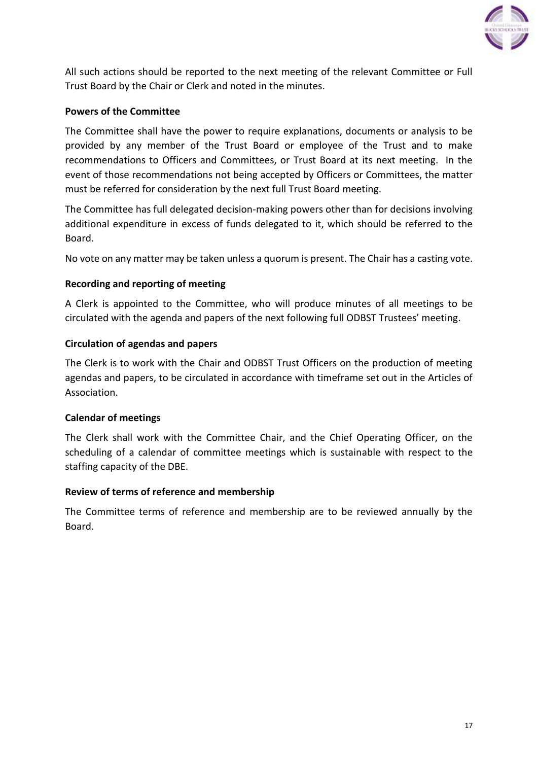All such actions should be reported to the next meeting of the relevant Committee or Full Trust Board by the Chair or Clerk and noted in the minutes.

**Powers of the Committee**

The Committee shall have the power to require explanations, documents or analysis to be provided by any member of the Trust Board or employee of the Trust and to make recommendations to Officers and Committees, or Trust Board at its next meeting. In the event of those recommendations not being accepted by Officers or Committees, the matter must be referred for consideration by the next full Trust Board meeting.

The Committee has full delegated decision-making powers other than for decisions involving additional expenditure in excess of funds delegated to it, which should be referred to the Board.

No vote on any matter may be taken unless a quorum is present. The Chair has a casting vote.

**Recording and reporting of meeting**

A Clerk is appointed to the Committee, who will produce minutes of all meetings to be circulated with the agenda and papers of the next following full ODBST Trustees' meeting.

**Circulation of agendas and papers**

The Clerk is to work with the Chair and ODBST Trust Officers on the production of meeting agendas and papers, to be circulated in accordance with timeframe set out in the Articles of Association.

**Calendar of meetings**

The Clerk shall work with the Committee Chair, and the Chief Operating Officer, on the scheduling of a calendar of committee meetings which is sustainable with respect to the staffing capacity of the DBE.

**Review of terms of reference and membership**

The Committee terms of reference and membership are to be reviewed annually by the Board.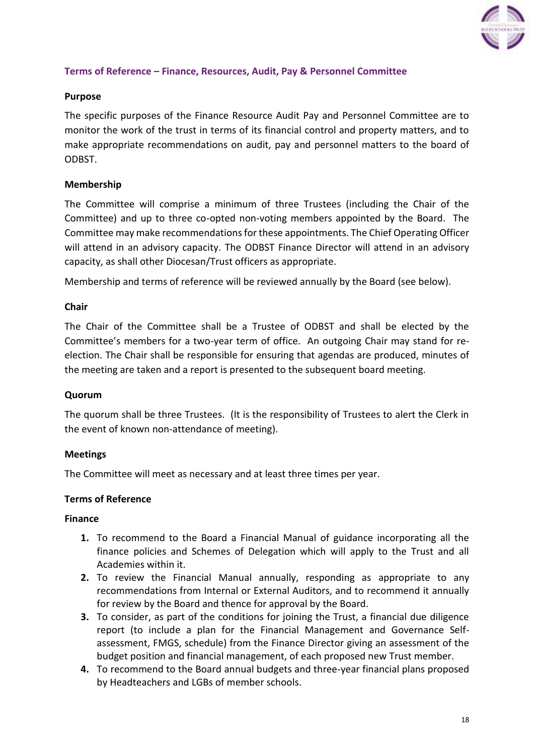## Terms of Reference – Finance, Resources, Audit, Pay & Personnel Committee

**Purpose**

The specific purposes of the Finance Resource Audit Pay and Personnel Committee are to monitor the work of the trust in terms of its financial control and property matters, and to make appropriate recommendations on audit, pay and personnel matters to the board of ODBST.

**Membership**

The Committee will comprise a minimum of three Trustees (including the Chair of the Committee) and up to three co-opted non-voting members appointed by the Board. The Committee may make recommendations for these appointments. The Chief Operating Officer will attend in an advisory capacity. The ODBST Finance Director will attend in an advisory capacity, as shall other Diocesan/Trust officers as appropriate.

Membership and terms of reference will be reviewed annually by the Board (see below).

**Chair**

The Chair of the Committee shall be a Trustee of ODBST and shall be elected by the Committee's members for a two-year term of office. An outgoing Chair may stand for re-election. The Chair shall be responsible for ensuring that agendas are produced, minutes of the meeting are taken and a report is presented to the subsequent board meeting.

**Quorum**

The quorum shall be three Trustees. (It is the responsibility of Trustees to alert the Clerk in the event of known non-attendance of meeting).

**Meetings**

The Committee will meet as necessary and at least three times per year.

**Terms of Reference**

**Finance**

1. To recommend to the Board a Financial Manual of guidance incorporating all the finance policies and Schemes of Delegation which will apply to the Trust and all Academies within it.
2. To review the Financial Manual annually, responding as appropriate to any recommendations from Internal or External Auditors, and to recommend it annually for review by the Board and thence for approval by the Board.
3. To consider, as part of the conditions for joining the Trust, a financial due diligence report (to include a plan for the Financial Management and Governance Self-assessment, FMGS, schedule) from the Finance Director giving an assessment of the budget position and financial management, of each proposed new Trust member.
4. To recommend to the Board annual budgets and three-year financial plans proposed by Headteachers and LGBs of member schools.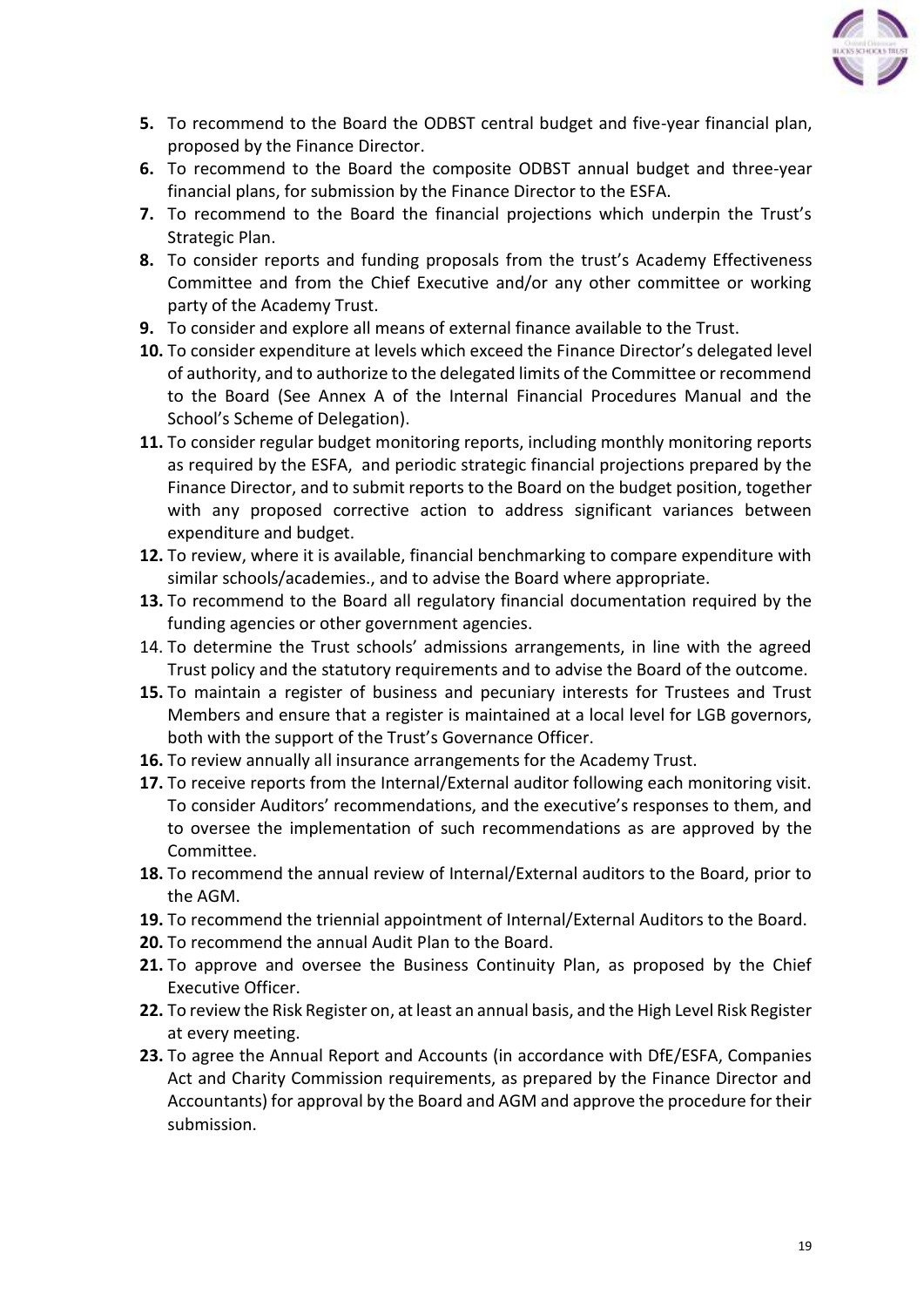5. To recommend to the Board the ODBST central budget and five-year financial plan, proposed by the Finance Director.
6. To recommend to the Board the composite ODBST annual budget and three-year financial plans, for submission by the Finance Director to the ESFA.
7. To recommend to the Board the financial projections which underpin the Trust's Strategic Plan.
8. To consider reports and funding proposals from the trust's Academy Effectiveness Committee and from the Chief Executive and/or any other committee or working party of the Academy Trust.
9. To consider and explore all means of external finance available to the Trust.
10. To consider expenditure at levels which exceed the Finance Director's delegated level of authority, and to authorize to the delegated limits of the Committee or recommend to the Board (See Annex A of the Internal Financial Procedures Manual and the School's Scheme of Delegation).
11. To consider regular budget monitoring reports, including monthly monitoring reports as required by the ESFA, and periodic strategic financial projections prepared by the Finance Director, and to submit reports to the Board on the budget position, together with any proposed corrective action to address significant variances between expenditure and budget.
12. To review, where it is available, financial benchmarking to compare expenditure with similar schools/academies., and to advise the Board where appropriate.
13. To recommend to the Board all regulatory financial documentation required by the funding agencies or other government agencies.
14. To determine the Trust schools' admissions arrangements, in line with the agreed Trust policy and the statutory requirements and to advise the Board of the outcome.
15. To maintain a register of business and pecuniary interests for Trustees and Trust Members and ensure that a register is maintained at a local level for LGB governors, both with the support of the Trust's Governance Officer.
16. To review annually all insurance arrangements for the Academy Trust.
17. To receive reports from the Internal/External auditor following each monitoring visit. To consider Auditors' recommendations, and the executive's responses to them, and to oversee the implementation of such recommendations as are approved by the Committee.
18. To recommend the annual review of Internal/External auditors to the Board, prior to the AGM.
19. To recommend the triennial appointment of Internal/External Auditors to the Board.
20. To recommend the annual Audit Plan to the Board.
21. To approve and oversee the Business Continuity Plan, as proposed by the Chief Executive Officer.
22. To review the Risk Register on, at least an annual basis, and the High Level Risk Register at every meeting.
23. To agree the Annual Report and Accounts (in accordance with DfE/ESFA, Companies Act and Charity Commission requirements, as prepared by the Finance Director and Accountants) for approval by the Board and AGM and approve the procedure for their submission.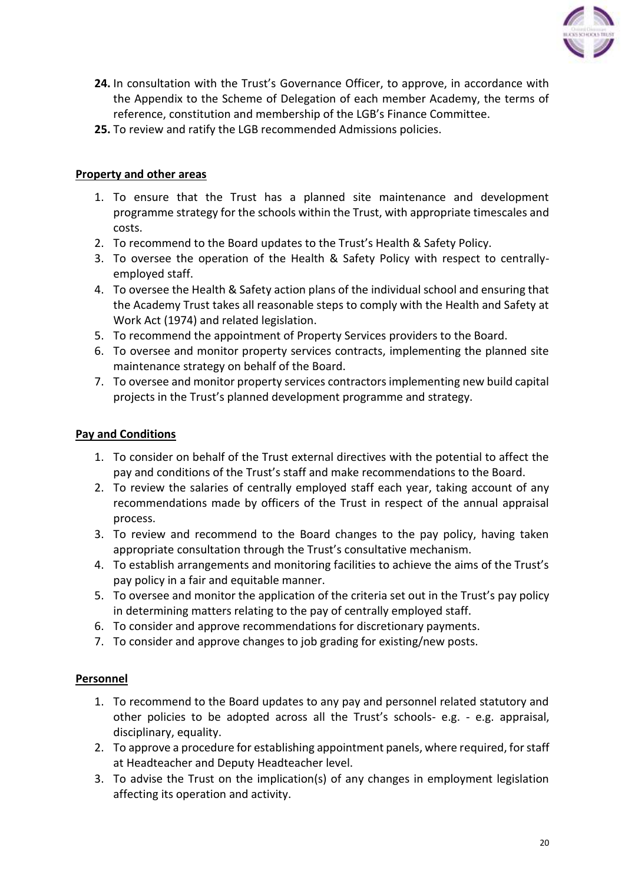24. In consultation with the Trust's Governance Officer, to approve, in accordance with the Appendix to the Scheme of Delegation of each member Academy, the terms of reference, constitution and membership of the LGB's Finance Committee.
25. To review and ratify the LGB recommended Admissions policies.

**Property and other areas**

1. To ensure that the Trust has a planned site maintenance and development programme strategy for the schools within the Trust, with appropriate timescales and costs.
2. To recommend to the Board updates to the Trust's Health & Safety Policy.
3. To oversee the operation of the Health & Safety Policy with respect to centrally-employed staff.
4. To oversee the Health & Safety action plans of the individual school and ensuring that the Academy Trust takes all reasonable steps to comply with the Health and Safety at Work Act (1974) and related legislation.
5. To recommend the appointment of Property Services providers to the Board.
6. To oversee and monitor property services contracts, implementing the planned site maintenance strategy on behalf of the Board.
7. To oversee and monitor property services contractors implementing new build capital projects in the Trust's planned development programme and strategy.

**Pay and Conditions**

1. To consider on behalf of the Trust external directives with the potential to affect the pay and conditions of the Trust's staff and make recommendations to the Board.
2. To review the salaries of centrally employed staff each year, taking account of any recommendations made by officers of the Trust in respect of the annual appraisal process.
3. To review and recommend to the Board changes to the pay policy, having taken appropriate consultation through the Trust's consultative mechanism.
4. To establish arrangements and monitoring facilities to achieve the aims of the Trust's pay policy in a fair and equitable manner.
5. To oversee and monitor the application of the criteria set out in the Trust's pay policy in determining matters relating to the pay of centrally employed staff.
6. To consider and approve recommendations for discretionary payments.
7. To consider and approve changes to job grading for existing/new posts.

**Personnel**

1. To recommend to the Board updates to any pay and personnel related statutory and other policies to be adopted across all the Trust's schools- e.g. - e.g. appraisal, disciplinary, equality.
2. To approve a procedure for establishing appointment panels, where required, for staff at Headteacher and Deputy Headteacher level.
3. To advise the Trust on the implication(s) of any changes in employment legislation affecting its operation and activity.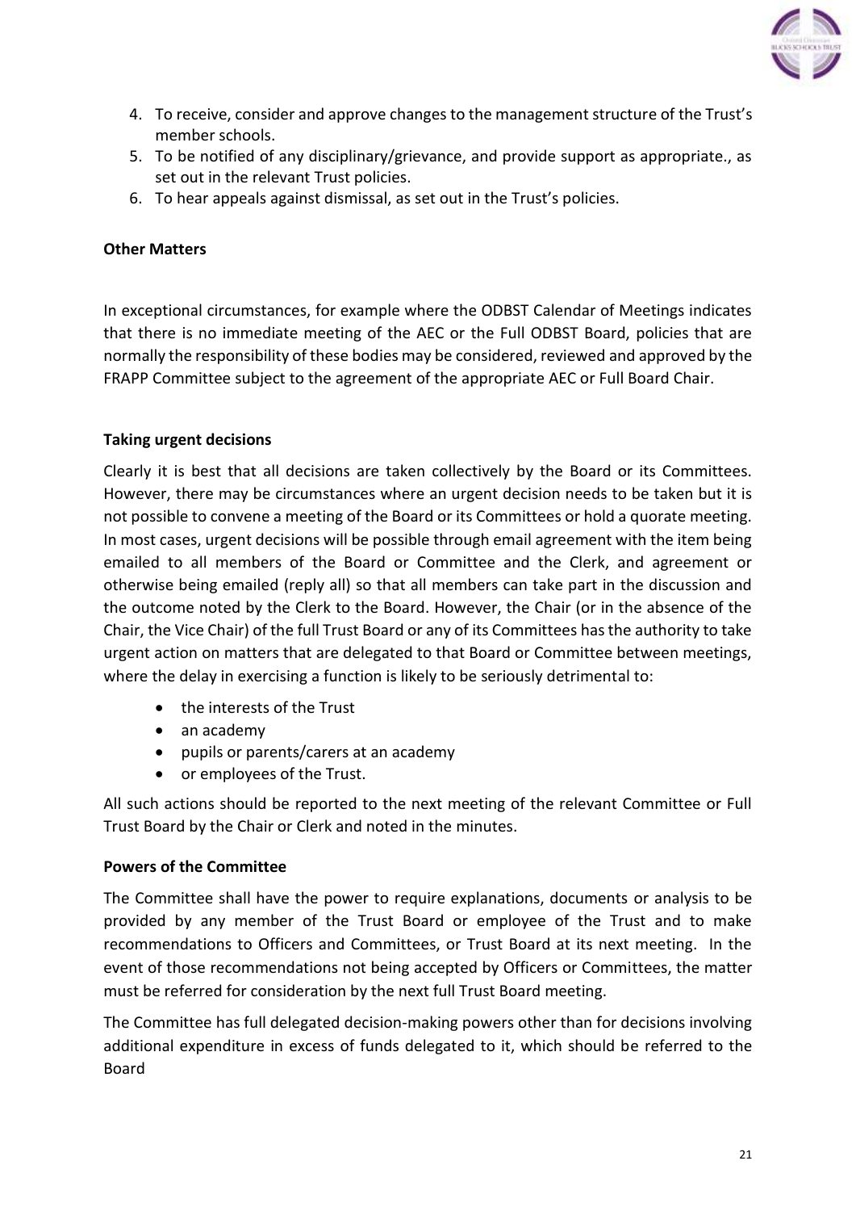4. To receive, consider and approve changes to the management structure of the Trust's member schools.
5. To be notified of any disciplinary/grievance, and provide support as appropriate., as set out in the relevant Trust policies.
6. To hear appeals against dismissal, as set out in the Trust's policies.

**Other Matters**

In exceptional circumstances, for example where the ODBST Calendar of Meetings indicates that there is no immediate meeting of the AEC or the Full ODBST Board, policies that are normally the responsibility of these bodies may be considered, reviewed and approved by the FRAPP Committee subject to the agreement of the appropriate AEC or Full Board Chair.

**Taking urgent decisions**

Clearly it is best that all decisions are taken collectively by the Board or its Committees. However, there may be circumstances where an urgent decision needs to be taken but it is not possible to convene a meeting of the Board or its Committees or hold a quorate meeting. In most cases, urgent decisions will be possible through email agreement with the item being emailed to all members of the Board or Committee and the Clerk, and agreement or otherwise being emailed (reply all) so that all members can take part in the discussion and the outcome noted by the Clerk to the Board. However, the Chair (or in the absence of the Chair, the Vice Chair) of the full Trust Board or any of its Committees has the authority to take urgent action on matters that are delegated to that Board or Committee between meetings, where the delay in exercising a function is likely to be seriously detrimental to:

- the interests of the Trust
- an academy
- pupils or parents/carers at an academy
- or employees of the Trust.

All such actions should be reported to the next meeting of the relevant Committee or Full Trust Board by the Chair or Clerk and noted in the minutes.

**Powers of the Committee**

The Committee shall have the power to require explanations, documents or analysis to be provided by any member of the Trust Board or employee of the Trust and to make recommendations to Officers and Committees, or Trust Board at its next meeting. In the event of those recommendations not being accepted by Officers or Committees, the matter must be referred for consideration by the next full Trust Board meeting.

The Committee has full delegated decision-making powers other than for decisions involving additional expenditure in excess of funds delegated to it, which should be referred to the Board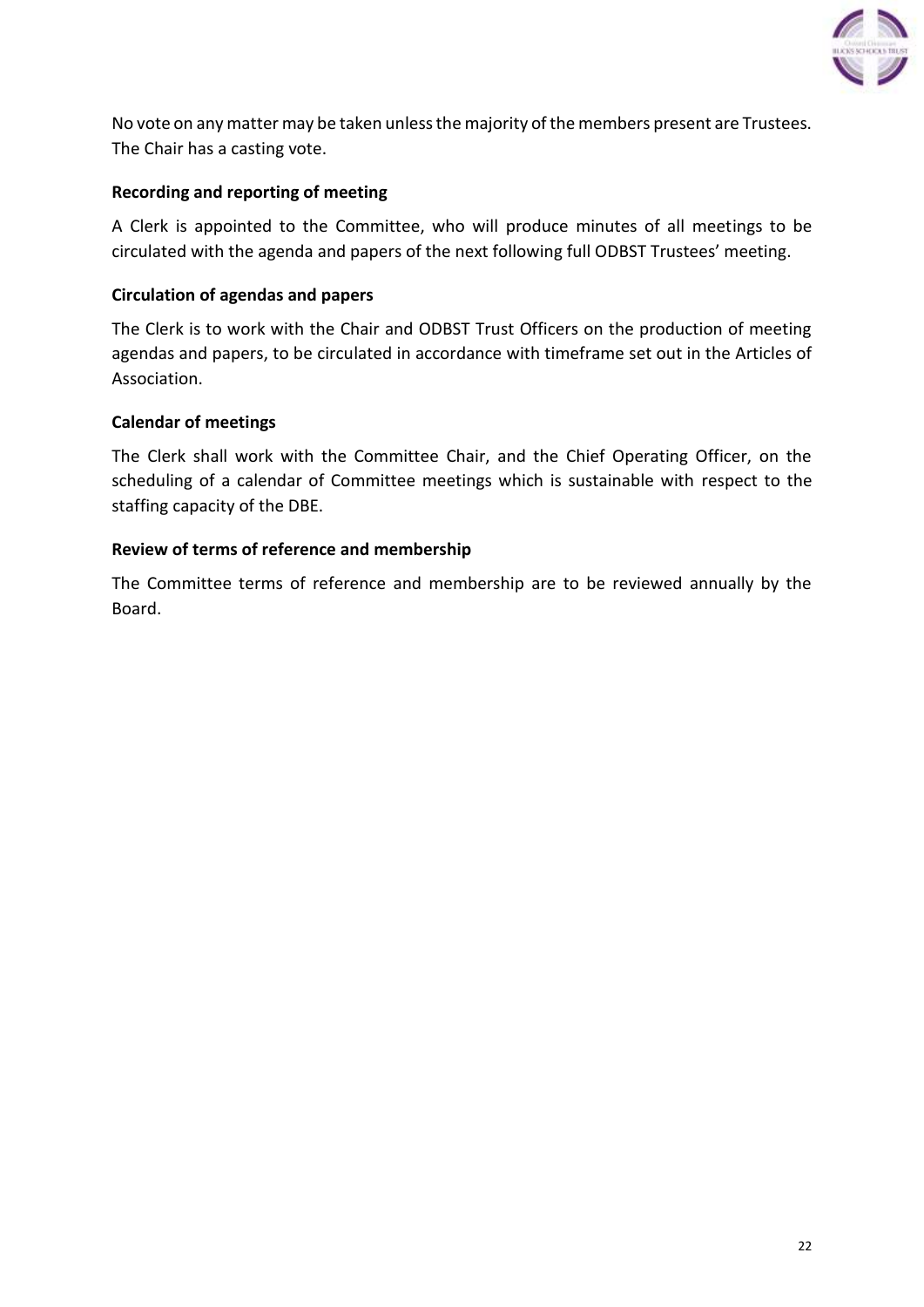No vote on any matter may be taken unless the majority of the members present are Trustees. The Chair has a casting vote.

**Recording and reporting of meeting**

A Clerk is appointed to the Committee, who will produce minutes of all meetings to be circulated with the agenda and papers of the next following full ODBST Trustees' meeting.

**Circulation of agendas and papers**

The Clerk is to work with the Chair and ODBST Trust Officers on the production of meeting agendas and papers, to be circulated in accordance with timeframe set out in the Articles of Association.

**Calendar of meetings**

The Clerk shall work with the Committee Chair, and the Chief Operating Officer, on the scheduling of a calendar of Committee meetings which is sustainable with respect to the staffing capacity of the DBE.

**Review of terms of reference and membership**

The Committee terms of reference and membership are to be reviewed annually by the Board.